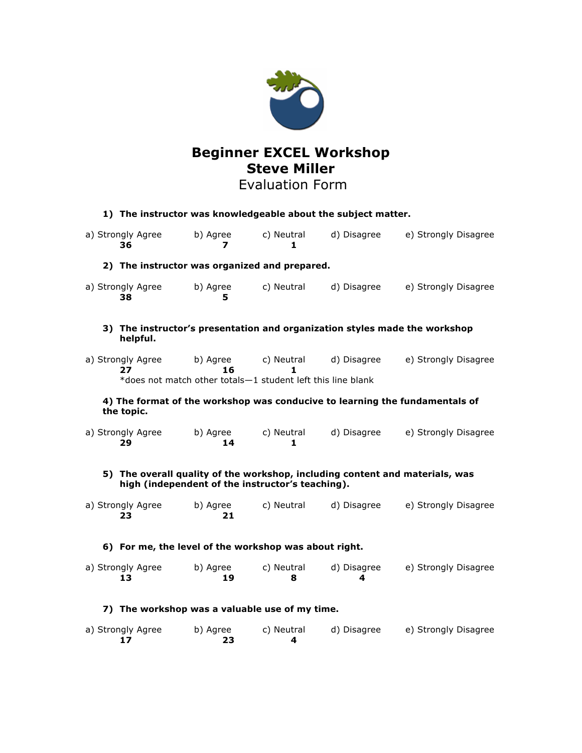# Beginner EXCEL Workshop
# Steve Miller
## Evaluation Form

**1) The instructor was knowledgeable about the subject matter.**

| a) Strongly Agree | b) Agree | c) Neutral | d) Disagree | e) Strongly Disagree |
|---|---|---|---|---|
| **36** | **7** | **1** | | |

**2) The instructor was organized and prepared.**

| a) Strongly Agree | b) Agree | c) Neutral | d) Disagree | e) Strongly Disagree |
|---|---|---|---|---|
| **38** | **5** | | | |

**3) The instructor's presentation and organization styles made the workshop helpful.**

| a) Strongly Agree | b) Agree | c) Neutral | d) Disagree | e) Strongly Disagree |
|---|---|---|---|---|
| **27** | **16** | **1** | | |

*does not match other totals—1 student left this line blank

**4) The format of the workshop was conducive to learning the fundamentals of the topic.**

| a) Strongly Agree | b) Agree | c) Neutral | d) Disagree | e) Strongly Disagree |
|---|---|---|---|---|
| **29** | **14** | **1** | | |

**5) The overall quality of the workshop, including content and materials, was high (independent of the instructor's teaching).**

| a) Strongly Agree | b) Agree | c) Neutral | d) Disagree | e) Strongly Disagree |
|---|---|---|---|---|
| **23** | **21** | | | |

**6) For me, the level of the workshop was about right.**

| a) Strongly Agree | b) Agree | c) Neutral | d) Disagree | e) Strongly Disagree |
|---|---|---|---|---|
| **13** | **19** | **8** | **4** | |

**7) The workshop was a valuable use of my time.**

| a) Strongly Agree | b) Agree | c) Neutral | d) Disagree | e) Strongly Disagree |
|---|---|---|---|---|
| **17** | **23** | **4** | | |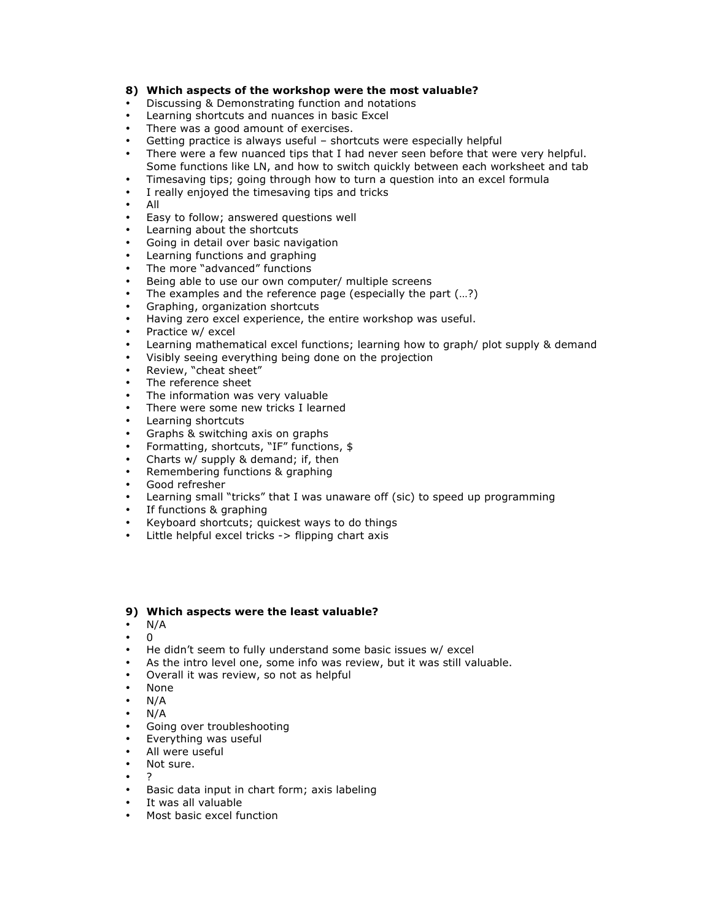**8) Which aspects of the workshop were the most valuable?**

- Discussing & Demonstrating function and notations
- Learning shortcuts and nuances in basic Excel
- There was a good amount of exercises.
- Getting practice is always useful – shortcuts were especially helpful
- There were a few nuanced tips that I had never seen before that were very helpful. Some functions like LN, and how to switch quickly between each worksheet and tab
- Timesaving tips; going through how to turn a question into an excel formula
- I really enjoyed the timesaving tips and tricks
- All
- Easy to follow; answered questions well
- Learning about the shortcuts
- Going in detail over basic navigation
- Learning functions and graphing
- The more “advanced” functions
- Being able to use our own computer/ multiple screens
- The examples and the reference page (especially the part (…?)
- Graphing, organization shortcuts
- Having zero excel experience, the entire workshop was useful.
- Practice w/ excel
- Learning mathematical excel functions; learning how to graph/ plot supply & demand
- Visibly seeing everything being done on the projection
- Review, “cheat sheet”
- The reference sheet
- The information was very valuable
- There were some new tricks I learned
- Learning shortcuts
- Graphs & switching axis on graphs
- Formatting, shortcuts, “IF” functions, $
- Charts w/ supply & demand; if, then
- Remembering functions & graphing
- Good refresher
- Learning small “tricks” that I was unaware off (sic) to speed up programming
- If functions & graphing
- Keyboard shortcuts; quickest ways to do things
- Little helpful excel tricks -> flipping chart axis

**9) Which aspects were the least valuable?**

- N/A
- 0
- He didn’t seem to fully understand some basic issues w/ excel
- As the intro level one, some info was review, but it was still valuable.
- Overall it was review, so not as helpful
- None
- N/A
- N/A
- Going over troubleshooting
- Everything was useful
- All were useful
- Not sure.
- ?
- Basic data input in chart form; axis labeling
- It was all valuable
- Most basic excel function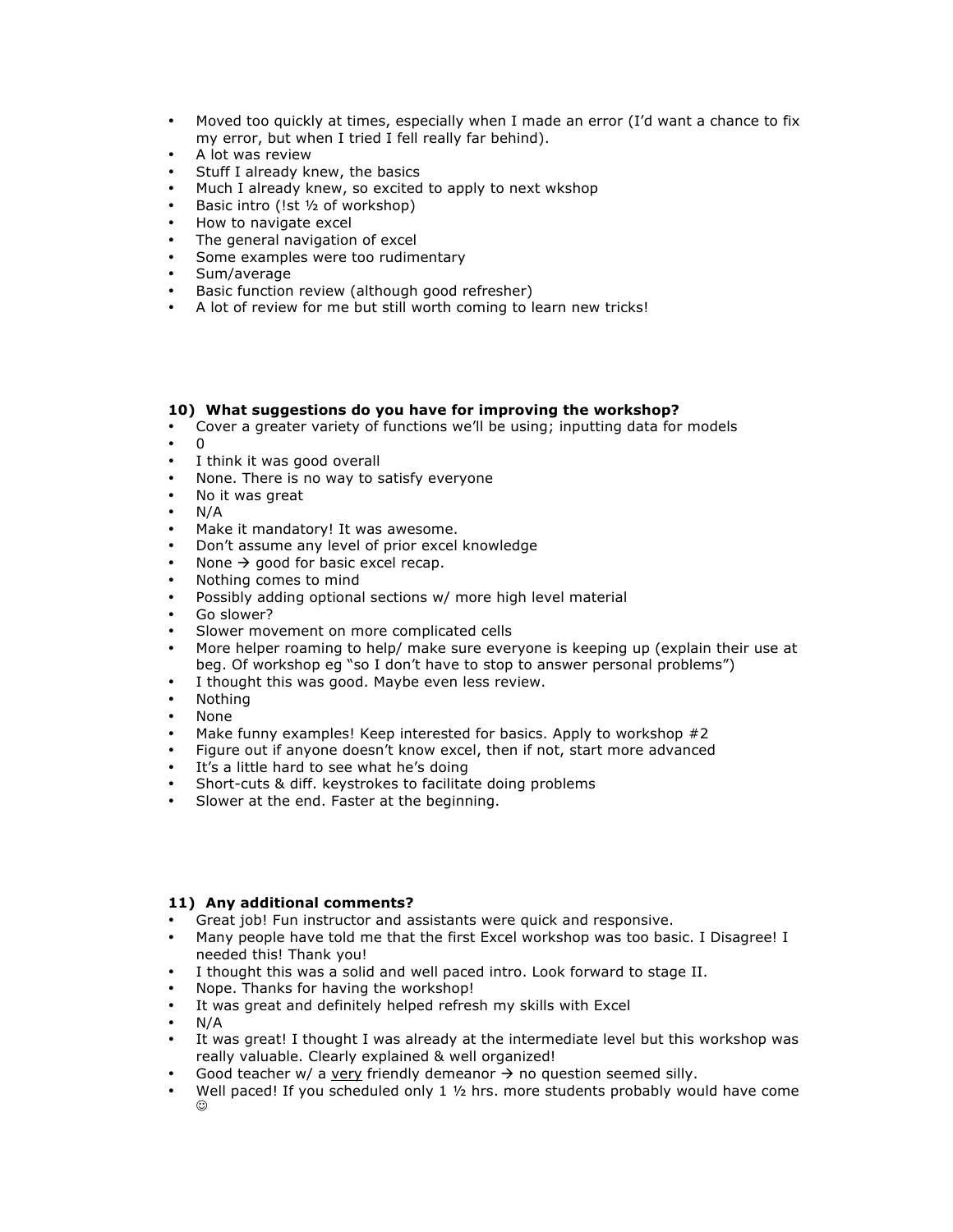- Moved too quickly at times, especially when I made an error (I'd want a chance to fix my error, but when I tried I fell really far behind).
- A lot was review
- Stuff I already knew, the basics
- Much I already knew, so excited to apply to next wkshop
- Basic intro (!st ½ of workshop)
- How to navigate excel
- The general navigation of excel
- Some examples were too rudimentary
- Sum/average
- Basic function review (although good refresher)
- A lot of review for me but still worth coming to learn new tricks!

**10) What suggestions do you have for improving the workshop?**

- Cover a greater variety of functions we'll be using; inputting data for models
- 0
- I think it was good overall
- None. There is no way to satisfy everyone
- No it was great
- N/A
- Make it mandatory! It was awesome.
- Don't assume any level of prior excel knowledge
- None → good for basic excel recap.
- Nothing comes to mind
- Possibly adding optional sections w/ more high level material
- Go slower?
- Slower movement on more complicated cells
- More helper roaming to help/ make sure everyone is keeping up (explain their use at beg. Of workshop eg "so I don't have to stop to answer personal problems")
- I thought this was good. Maybe even less review.
- Nothing
- None
- Make funny examples! Keep interested for basics. Apply to workshop #2
- Figure out if anyone doesn't know excel, then if not, start more advanced
- It's a little hard to see what he's doing
- Short-cuts & diff. keystrokes to facilitate doing problems
- Slower at the end. Faster at the beginning.

**11) Any additional comments?**

- Great job! Fun instructor and assistants were quick and responsive.
- Many people have told me that the first Excel workshop was too basic. I Disagree! I needed this! Thank you!
- I thought this was a solid and well paced intro. Look forward to stage II.
- Nope. Thanks for having the workshop!
- It was great and definitely helped refresh my skills with Excel
- N/A
- It was great! I thought I was already at the intermediate level but this workshop was really valuable. Clearly explained & well organized!
- Good teacher w/ a <u>very</u> friendly demeanor → no question seemed silly.
- Well paced! If you scheduled only 1 ½ hrs. more students probably would have come ☺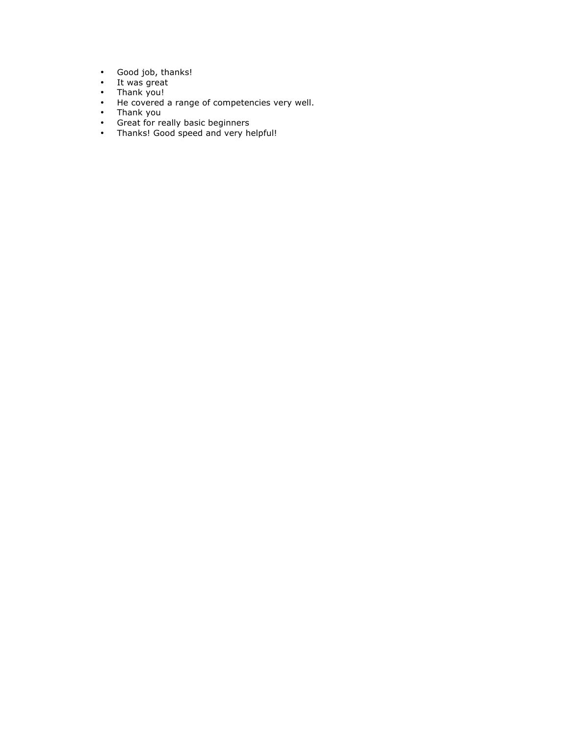- Good job, thanks!
- It was great
- Thank you!
- He covered a range of competencies very well.
- Thank you
- Great for really basic beginners
- Thanks! Good speed and very helpful!